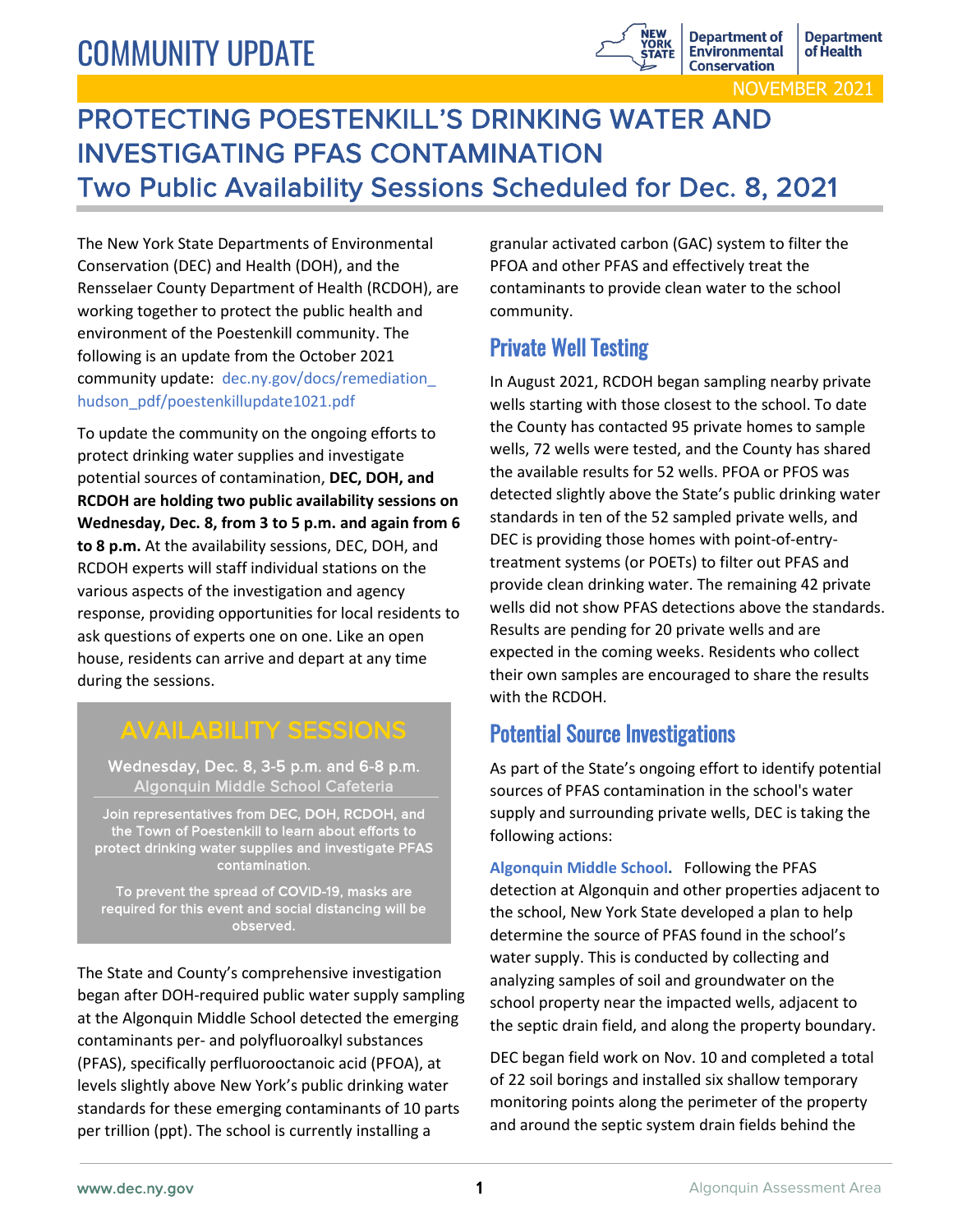# COMMUNITY UPDATE

New York State Department of Environmental Conservation | Department of Health

NOVEMBER 2021

## PROTECTING POESTENKILL'S DRINKING WATER AND INVESTIGATING PFAS CONTAMINATION

## Two Public Availability Sessions Scheduled for Dec. 8, 2021

The New York State Departments of Environmental Conservation (DEC) and Health (DOH), and the Rensselaer County Department of Health (RCDOH), are working together to protect the public health and environment of the Poestenkill community. The following is an update from the October 2021 community update: dec.ny.gov/docs/remediation_hudson_pdf/poestenkillupdate1021.pdf

To update the community on the ongoing efforts to protect drinking water supplies and investigate potential sources of contamination, **DEC, DOH, and RCDOH are holding two public availability sessions on Wednesday, Dec. 8, from 3 to 5 p.m. and again from 6 to 8 p.m.** At the availability sessions, DEC, DOH, and RCDOH experts will staff individual stations on the various aspects of the investigation and agency response, providing opportunities for local residents to ask questions of experts one on one. Like an open house, residents can arrive and depart at any time during the sessions.

> **AVAILABILITY SESSIONS**
>
> Wednesday, Dec. 8, 3-5 p.m. and 6-8 p.m.
> Algonquin Middle School Cafeteria
>
> Join representatives from DEC, DOH, RCDOH, and the Town of Poestenkill to learn about efforts to protect drinking water supplies and investigate PFAS contamination.
>
> To prevent the spread of COVID-19, masks are required for this event and social distancing will be observed.

The State and County's comprehensive investigation began after DOH-required public water supply sampling at the Algonquin Middle School detected the emerging contaminants per- and polyfluoroalkyl substances (PFAS), specifically perfluorooctanoic acid (PFOA), at levels slightly above New York's public drinking water standards for these emerging contaminants of 10 parts per trillion (ppt). The school is currently installing a granular activated carbon (GAC) system to filter the PFOA and other PFAS and effectively treat the contaminants to provide clean water to the school community.

### Private Well Testing

In August 2021, RCDOH began sampling nearby private wells starting with those closest to the school. To date the County has contacted 95 private homes to sample wells, 72 wells were tested, and the County has shared the available results for 52 wells. PFOA or PFOS was detected slightly above the State's public drinking water standards in ten of the 52 sampled private wells, and DEC is providing those homes with point-of-entry-treatment systems (or POETs) to filter out PFAS and provide clean drinking water. The remaining 42 private wells did not show PFAS detections above the standards. Results are pending for 20 private wells and are expected in the coming weeks. Residents who collect their own samples are encouraged to share the results with the RCDOH.

### Potential Source Investigations

As part of the State's ongoing effort to identify potential sources of PFAS contamination in the school's water supply and surrounding private wells, DEC is taking the following actions:

**Algonquin Middle School.** Following the PFAS detection at Algonquin and other properties adjacent to the school, New York State developed a plan to help determine the source of PFAS found in the school's water supply. This is conducted by collecting and analyzing samples of soil and groundwater on the school property near the impacted wells, adjacent to the septic drain field, and along the property boundary.

DEC began field work on Nov. 10 and completed a total of 22 soil borings and installed six shallow temporary monitoring points along the perimeter of the property and around the septic system drain fields behind the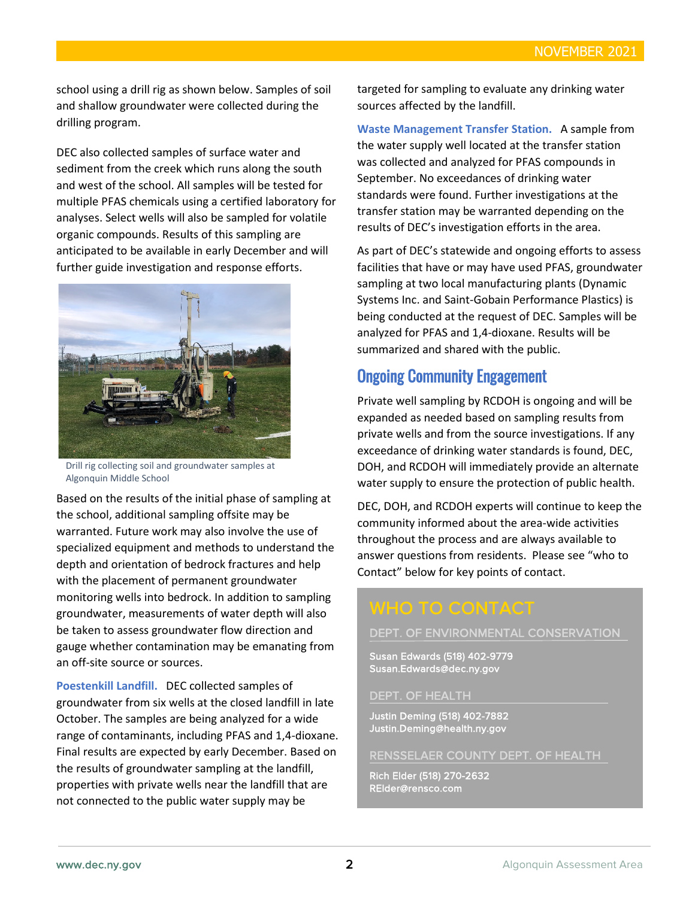school using a drill rig as shown below. Samples of soil and shallow groundwater were collected during the drilling program.

DEC also collected samples of surface water and sediment from the creek which runs along the south and west of the school. All samples will be tested for multiple PFAS chemicals using a certified laboratory for analyses. Select wells will also be sampled for volatile organic compounds. Results of this sampling are anticipated to be available in early December and will further guide investigation and response efforts.

Drill rig collecting soil and groundwater samples at Algonquin Middle School

Based on the results of the initial phase of sampling at the school, additional sampling offsite may be warranted. Future work may also involve the use of specialized equipment and methods to understand the depth and orientation of bedrock fractures and help with the placement of permanent groundwater monitoring wells into bedrock. In addition to sampling groundwater, measurements of water depth will also be taken to assess groundwater flow direction and gauge whether contamination may be emanating from an off-site source or sources.

**Poestenkill Landfill.** DEC collected samples of groundwater from six wells at the closed landfill in late October. The samples are being analyzed for a wide range of contaminants, including PFAS and 1,4-dioxane. Final results are expected by early December. Based on the results of groundwater sampling at the landfill, properties with private wells near the landfill that are not connected to the public water supply may be targeted for sampling to evaluate any drinking water sources affected by the landfill.

**Waste Management Transfer Station.** A sample from the water supply well located at the transfer station was collected and analyzed for PFAS compounds in September. No exceedances of drinking water standards were found. Further investigations at the transfer station may be warranted depending on the results of DEC's investigation efforts in the area.

As part of DEC's statewide and ongoing efforts to assess facilities that have or may have used PFAS, groundwater sampling at two local manufacturing plants (Dynamic Systems Inc. and Saint-Gobain Performance Plastics) is being conducted at the request of DEC. Samples will be analyzed for PFAS and 1,4-dioxane. Results will be summarized and shared with the public.

## Ongoing Community Engagement

Private well sampling by RCDOH is ongoing and will be expanded as needed based on sampling results from private wells and from the source investigations. If any exceedance of drinking water standards is found, DEC, DOH, and RCDOH will immediately provide an alternate water supply to ensure the protection of public health.

DEC, DOH, and RCDOH experts will continue to keep the community informed about the area-wide activities throughout the process and are always available to answer questions from residents. Please see "who to Contact" below for key points of contact.

## WHO TO CONTACT

### DEPT. OF ENVIRONMENTAL CONSERVATION

Susan Edwards (518) 402-9779
Susan.Edwards@dec.ny.gov

### DEPT. OF HEALTH

Justin Deming (518) 402-7882
Justin.Deming@health.ny.gov

### RENSSELAER COUNTY DEPT. OF HEALTH

Rich Elder (518) 270-2632
RElder@rensco.com